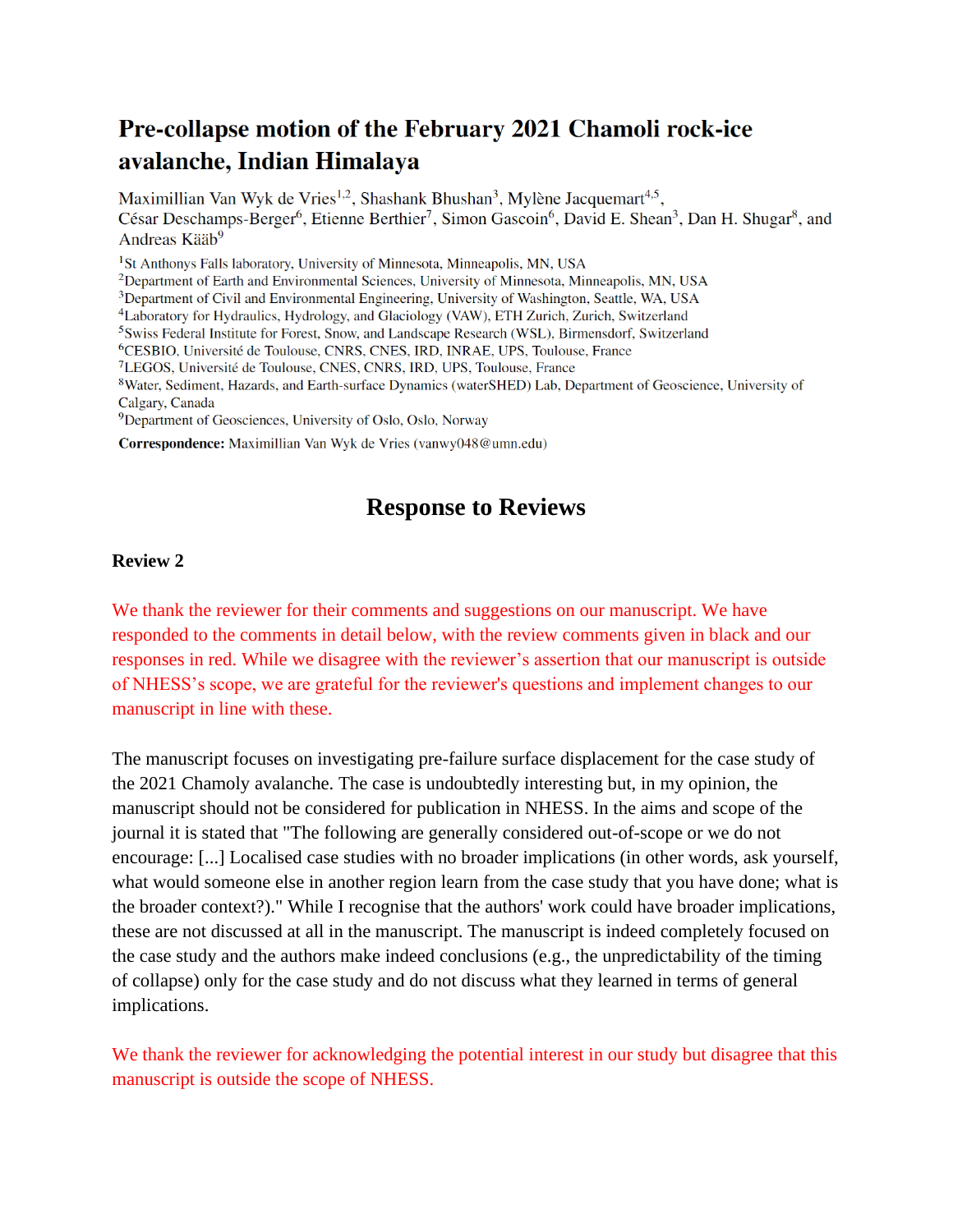# Pre-collapse motion of the February 2021 Chamoli rock-ice avalanche, Indian Himalaya

Maximillian Van Wyk de Vries[1,2], Shashank Bhushan[3], Mylène Jacquemart[4,5], César Deschamps-Berger[6], Etienne Berthier[7], Simon Gascoin[6], David E. Shean[3], Dan H. Shugar[8], and Andreas Kääb[9]

[1]St Anthonys Falls laboratory, University of Minnesota, Minneapolis, MN, USA
[2]Department of Earth and Environmental Sciences, University of Minnesota, Minneapolis, MN, USA
[3]Department of Civil and Environmental Engineering, University of Washington, Seattle, WA, USA
[4]Laboratory for Hydraulics, Hydrology, and Glaciology (VAW), ETH Zurich, Zurich, Switzerland
[5]Swiss Federal Institute for Forest, Snow, and Landscape Research (WSL), Birmensdorf, Switzerland
[6]CESBIO, Université de Toulouse, CNRS, CNES, IRD, INRAE, UPS, Toulouse, France
[7]LEGOS, Université de Toulouse, CNES, CNRS, IRD, UPS, Toulouse, France
[8]Water, Sediment, Hazards, and Earth-surface Dynamics (waterSHED) Lab, Department of Geoscience, University of Calgary, Canada
[9]Department of Geosciences, University of Oslo, Oslo, Norway

**Correspondence:** Maximillian Van Wyk de Vries (vanwy048@umn.edu)

## Response to Reviews

### Review 2

We thank the reviewer for their comments and suggestions on our manuscript. We have responded to the comments in detail below, with the review comments given in black and our responses in red. While we disagree with the reviewer's assertion that our manuscript is outside of NHESS's scope, we are grateful for the reviewer's questions and implement changes to our manuscript in line with these.

The manuscript focuses on investigating pre-failure surface displacement for the case study of the 2021 Chamoly avalanche. The case is undoubtedly interesting but, in my opinion, the manuscript should not be considered for publication in NHESS. In the aims and scope of the journal it is stated that "The following are generally considered out-of-scope or we do not encourage: [...] Localised case studies with no broader implications (in other words, ask yourself, what would someone else in another region learn from the case study that you have done; what is the broader context?)." While I recognise that the authors' work could have broader implications, these are not discussed at all in the manuscript. The manuscript is indeed completely focused on the case study and the authors make indeed conclusions (e.g., the unpredictability of the timing of collapse) only for the case study and do not discuss what they learned in terms of general implications.

We thank the reviewer for acknowledging the potential interest in our study but disagree that this manuscript is outside the scope of NHESS.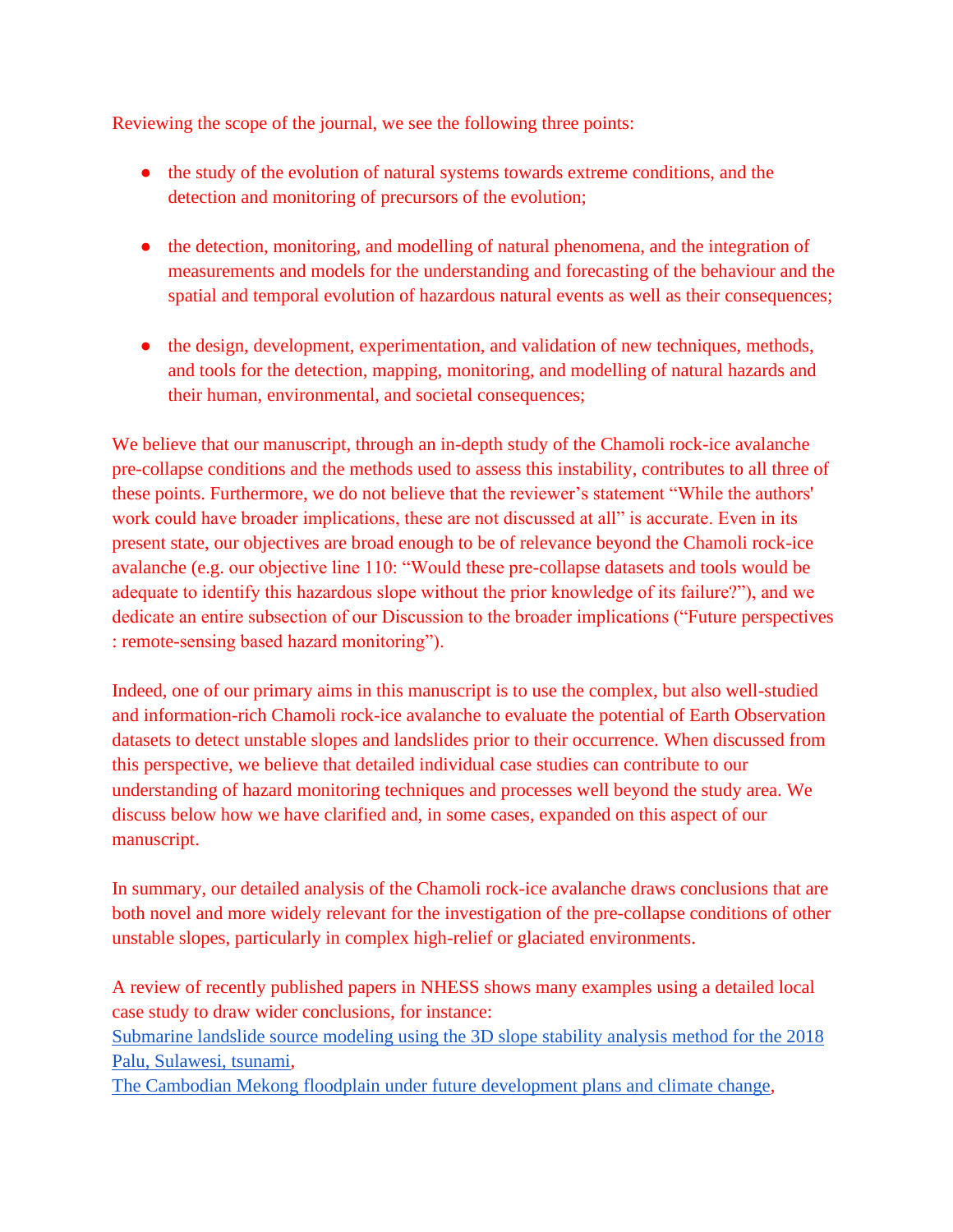Reviewing the scope of the journal, we see the following three points:

- the study of the evolution of natural systems towards extreme conditions, and the detection and monitoring of precursors of the evolution;

- the detection, monitoring, and modelling of natural phenomena, and the integration of measurements and models for the understanding and forecasting of the behaviour and the spatial and temporal evolution of hazardous natural events as well as their consequences;

- the design, development, experimentation, and validation of new techniques, methods, and tools for the detection, mapping, monitoring, and modelling of natural hazards and their human, environmental, and societal consequences;

We believe that our manuscript, through an in-depth study of the Chamoli rock-ice avalanche pre-collapse conditions and the methods used to assess this instability, contributes to all three of these points. Furthermore, we do not believe that the reviewer's statement "While the authors' work could have broader implications, these are not discussed at all" is accurate. Even in its present state, our objectives are broad enough to be of relevance beyond the Chamoli rock-ice avalanche (e.g. our objective line 110: "Would these pre-collapse datasets and tools would be adequate to identify this hazardous slope without the prior knowledge of its failure?"), and we dedicate an entire subsection of our Discussion to the broader implications ("Future perspectives : remote-sensing based hazard monitoring").

Indeed, one of our primary aims in this manuscript is to use the complex, but also well-studied and information-rich Chamoli rock-ice avalanche to evaluate the potential of Earth Observation datasets to detect unstable slopes and landslides prior to their occurrence. When discussed from this perspective, we believe that detailed individual case studies can contribute to our understanding of hazard monitoring techniques and processes well beyond the study area. We discuss below how we have clarified and, in some cases, expanded on this aspect of our manuscript.

In summary, our detailed analysis of the Chamoli rock-ice avalanche draws conclusions that are both novel and more widely relevant for the investigation of the pre-collapse conditions of other unstable slopes, particularly in complex high-relief or glaciated environments.

A review of recently published papers in NHESS shows many examples using a detailed local case study to draw wider conclusions, for instance:
Submarine landslide source modeling using the 3D slope stability analysis method for the 2018 Palu, Sulawesi, tsunami,
The Cambodian Mekong floodplain under future development plans and climate change,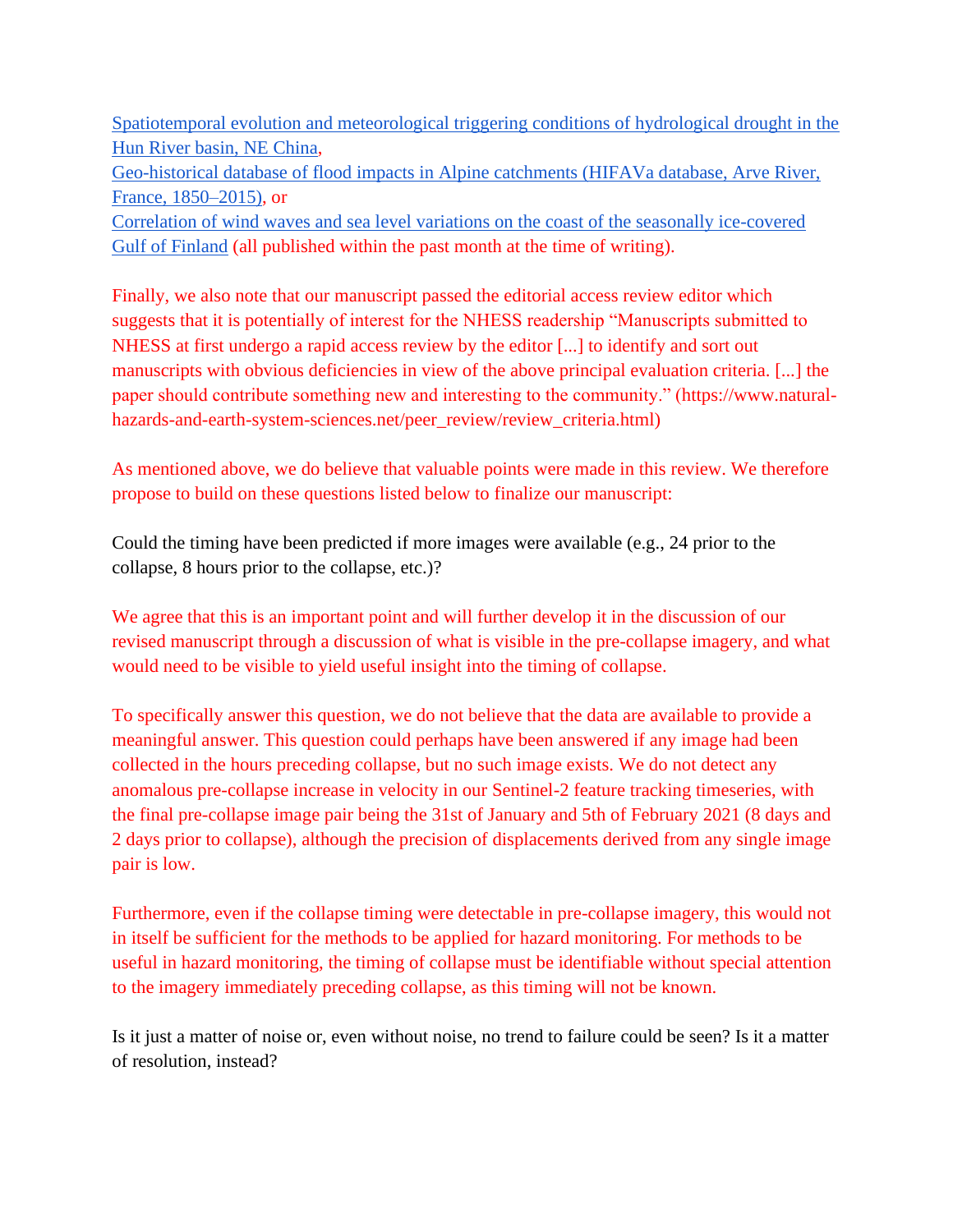Spatiotemporal evolution and meteorological triggering conditions of hydrological drought in the Hun River basin, NE China,
Geo-historical database of flood impacts in Alpine catchments (HIFAVa database, Arve River, France, 1850–2015), or
Correlation of wind waves and sea level variations on the coast of the seasonally ice-covered Gulf of Finland (all published within the past month at the time of writing).

Finally, we also note that our manuscript passed the editorial access review editor which suggests that it is potentially of interest for the NHESS readership "Manuscripts submitted to NHESS at first undergo a rapid access review by the editor [...] to identify and sort out manuscripts with obvious deficiencies in view of the above principal evaluation criteria. [...] the paper should contribute something new and interesting to the community." (https://www.natural-hazards-and-earth-system-sciences.net/peer_review/review_criteria.html)

As mentioned above, we do believe that valuable points were made in this review. We therefore propose to build on these questions listed below to finalize our manuscript:

Could the timing have been predicted if more images were available (e.g., 24 prior to the collapse, 8 hours prior to the collapse, etc.)?

We agree that this is an important point and will further develop it in the discussion of our revised manuscript through a discussion of what is visible in the pre-collapse imagery, and what would need to be visible to yield useful insight into the timing of collapse.

To specifically answer this question, we do not believe that the data are available to provide a meaningful answer. This question could perhaps have been answered if any image had been collected in the hours preceding collapse, but no such image exists. We do not detect any anomalous pre-collapse increase in velocity in our Sentinel-2 feature tracking timeseries, with the final pre-collapse image pair being the 31st of January and 5th of February 2021 (8 days and 2 days prior to collapse), although the precision of displacements derived from any single image pair is low.

Furthermore, even if the collapse timing were detectable in pre-collapse imagery, this would not in itself be sufficient for the methods to be applied for hazard monitoring. For methods to be useful in hazard monitoring, the timing of collapse must be identifiable without special attention to the imagery immediately preceding collapse, as this timing will not be known.

Is it just a matter of noise or, even without noise, no trend to failure could be seen? Is it a matter of resolution, instead?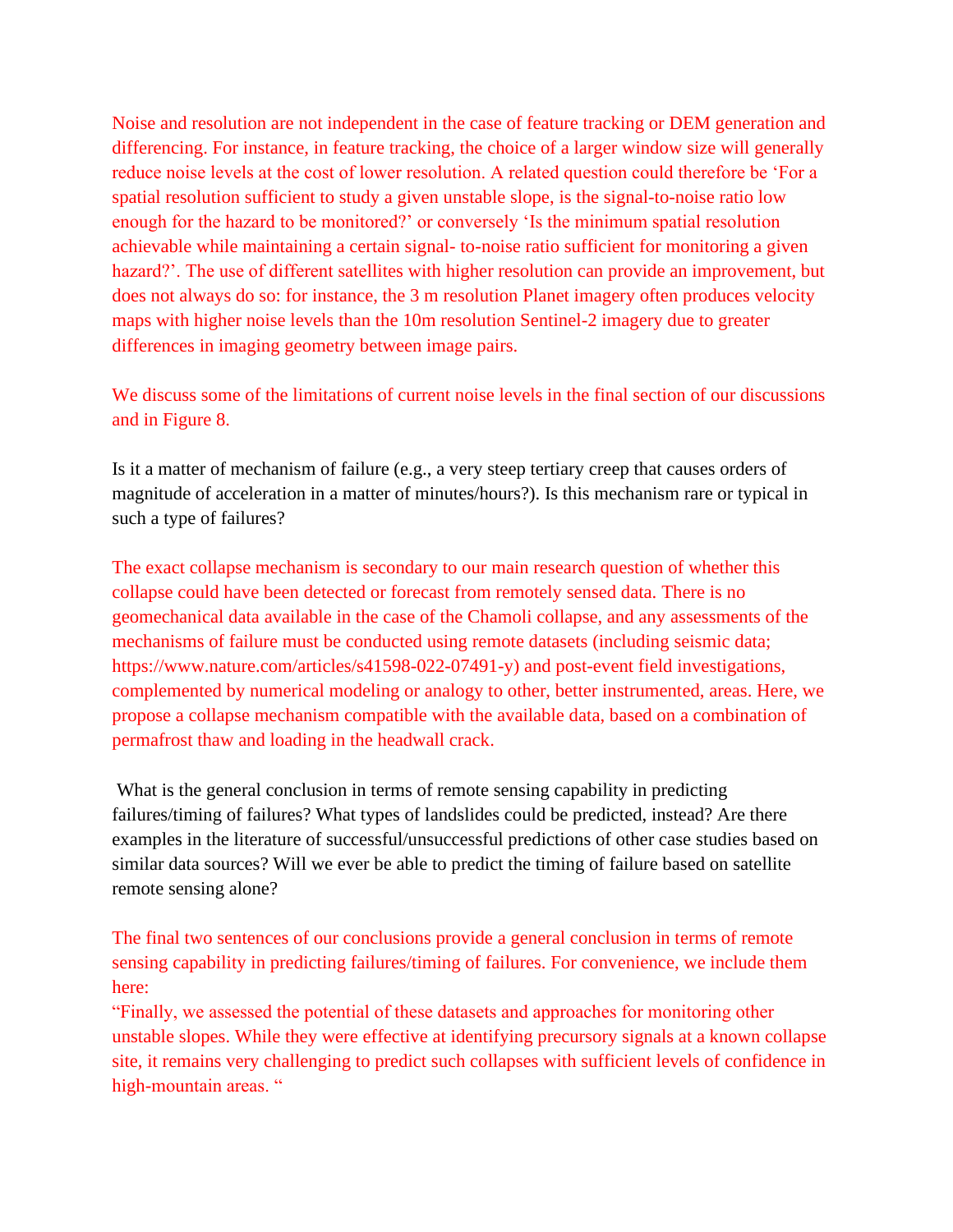Noise and resolution are not independent in the case of feature tracking or DEM generation and differencing. For instance, in feature tracking, the choice of a larger window size will generally reduce noise levels at the cost of lower resolution. A related question could therefore be 'For a spatial resolution sufficient to study a given unstable slope, is the signal-to-noise ratio low enough for the hazard to be monitored?' or conversely 'Is the minimum spatial resolution achievable while maintaining a certain signal- to-noise ratio sufficient for monitoring a given hazard?'. The use of different satellites with higher resolution can provide an improvement, but does not always do so: for instance, the 3 m resolution Planet imagery often produces velocity maps with higher noise levels than the 10m resolution Sentinel-2 imagery due to greater differences in imaging geometry between image pairs.

We discuss some of the limitations of current noise levels in the final section of our discussions and in Figure 8.

Is it a matter of mechanism of failure (e.g., a very steep tertiary creep that causes orders of magnitude of acceleration in a matter of minutes/hours?). Is this mechanism rare or typical in such a type of failures?

The exact collapse mechanism is secondary to our main research question of whether this collapse could have been detected or forecast from remotely sensed data. There is no geomechanical data available in the case of the Chamoli collapse, and any assessments of the mechanisms of failure must be conducted using remote datasets (including seismic data; https://www.nature.com/articles/s41598-022-07491-y) and post-event field investigations, complemented by numerical modeling or analogy to other, better instrumented, areas. Here, we propose a collapse mechanism compatible with the available data, based on a combination of permafrost thaw and loading in the headwall crack.

What is the general conclusion in terms of remote sensing capability in predicting failures/timing of failures? What types of landslides could be predicted, instead? Are there examples in the literature of successful/unsuccessful predictions of other case studies based on similar data sources? Will we ever be able to predict the timing of failure based on satellite remote sensing alone?

The final two sentences of our conclusions provide a general conclusion in terms of remote sensing capability in predicting failures/timing of failures. For convenience, we include them here:

"Finally, we assessed the potential of these datasets and approaches for monitoring other unstable slopes. While they were effective at identifying precursory signals at a known collapse site, it remains very challenging to predict such collapses with sufficient levels of confidence in high-mountain areas. "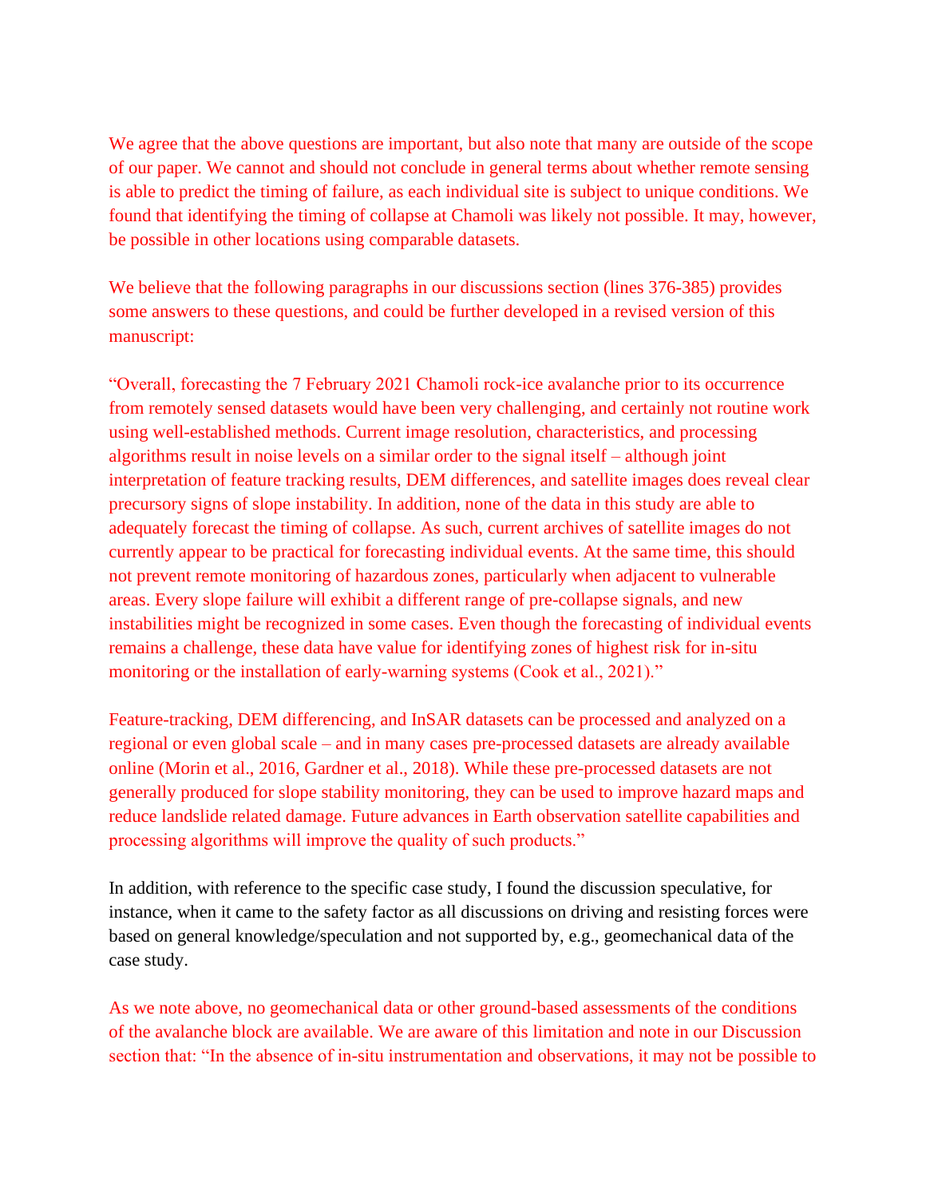We agree that the above questions are important, but also note that many are outside of the scope of our paper. We cannot and should not conclude in general terms about whether remote sensing is able to predict the timing of failure, as each individual site is subject to unique conditions. We found that identifying the timing of collapse at Chamoli was likely not possible. It may, however, be possible in other locations using comparable datasets.

We believe that the following paragraphs in our discussions section (lines 376-385) provides some answers to these questions, and could be further developed in a revised version of this manuscript:

"Overall, forecasting the 7 February 2021 Chamoli rock-ice avalanche prior to its occurrence from remotely sensed datasets would have been very challenging, and certainly not routine work using well-established methods. Current image resolution, characteristics, and processing algorithms result in noise levels on a similar order to the signal itself – although joint interpretation of feature tracking results, DEM differences, and satellite images does reveal clear precursory signs of slope instability. In addition, none of the data in this study are able to adequately forecast the timing of collapse. As such, current archives of satellite images do not currently appear to be practical for forecasting individual events. At the same time, this should not prevent remote monitoring of hazardous zones, particularly when adjacent to vulnerable areas. Every slope failure will exhibit a different range of pre-collapse signals, and new instabilities might be recognized in some cases. Even though the forecasting of individual events remains a challenge, these data have value for identifying zones of highest risk for in-situ monitoring or the installation of early-warning systems (Cook et al., 2021)."

Feature-tracking, DEM differencing, and InSAR datasets can be processed and analyzed on a regional or even global scale – and in many cases pre-processed datasets are already available online (Morin et al., 2016, Gardner et al., 2018). While these pre-processed datasets are not generally produced for slope stability monitoring, they can be used to improve hazard maps and reduce landslide related damage. Future advances in Earth observation satellite capabilities and processing algorithms will improve the quality of such products."

In addition, with reference to the specific case study, I found the discussion speculative, for instance, when it came to the safety factor as all discussions on driving and resisting forces were based on general knowledge/speculation and not supported by, e.g., geomechanical data of the case study.

As we note above, no geomechanical data or other ground-based assessments of the conditions of the avalanche block are available. We are aware of this limitation and note in our Discussion section that: "In the absence of in-situ instrumentation and observations, it may not be possible to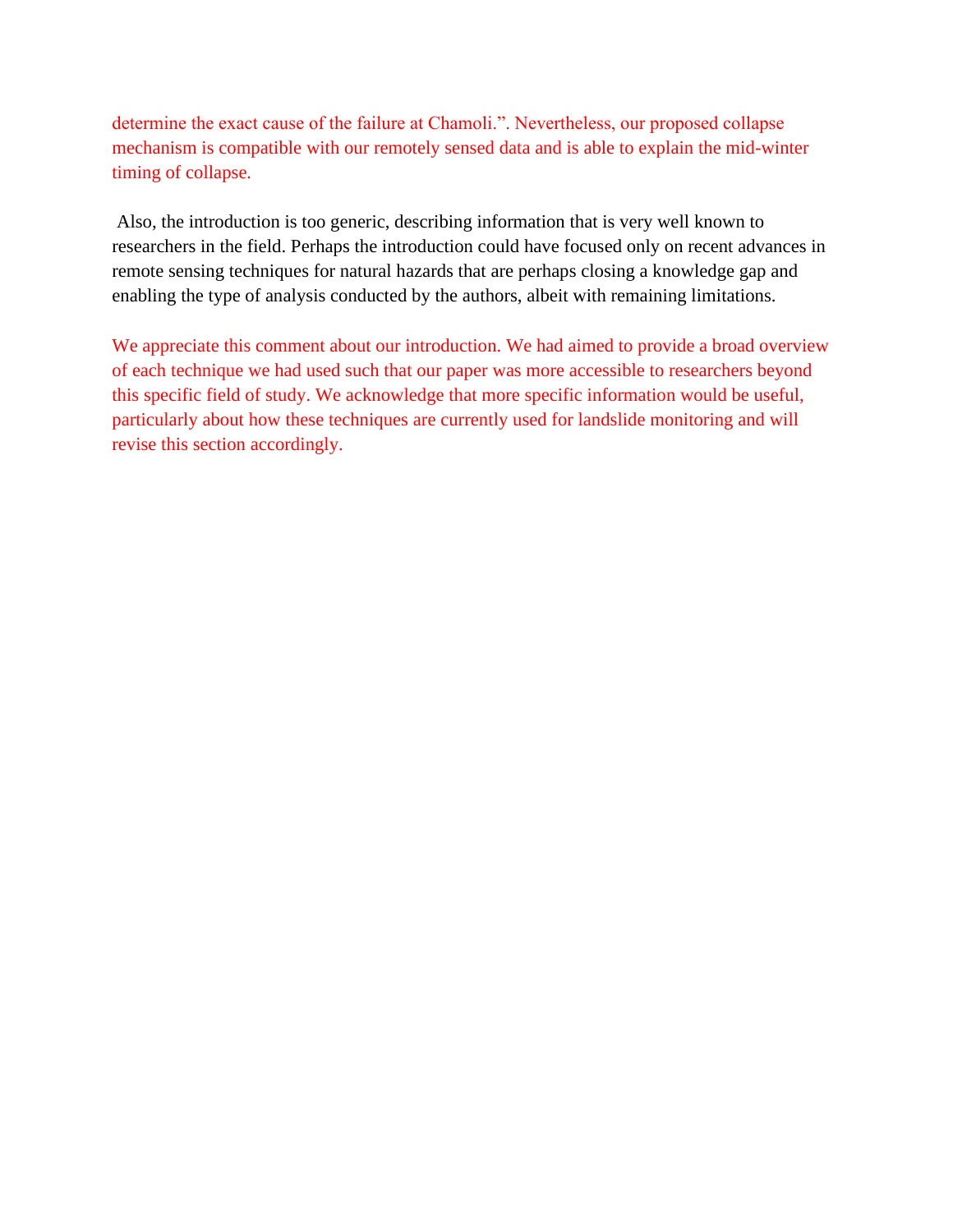determine the exact cause of the failure at Chamoli.". Nevertheless, our proposed collapse mechanism is compatible with our remotely sensed data and is able to explain the mid-winter timing of collapse.

Also, the introduction is too generic, describing information that is very well known to researchers in the field. Perhaps the introduction could have focused only on recent advances in remote sensing techniques for natural hazards that are perhaps closing a knowledge gap and enabling the type of analysis conducted by the authors, albeit with remaining limitations.

We appreciate this comment about our introduction. We had aimed to provide a broad overview of each technique we had used such that our paper was more accessible to researchers beyond this specific field of study. We acknowledge that more specific information would be useful, particularly about how these techniques are currently used for landslide monitoring and will revise this section accordingly.